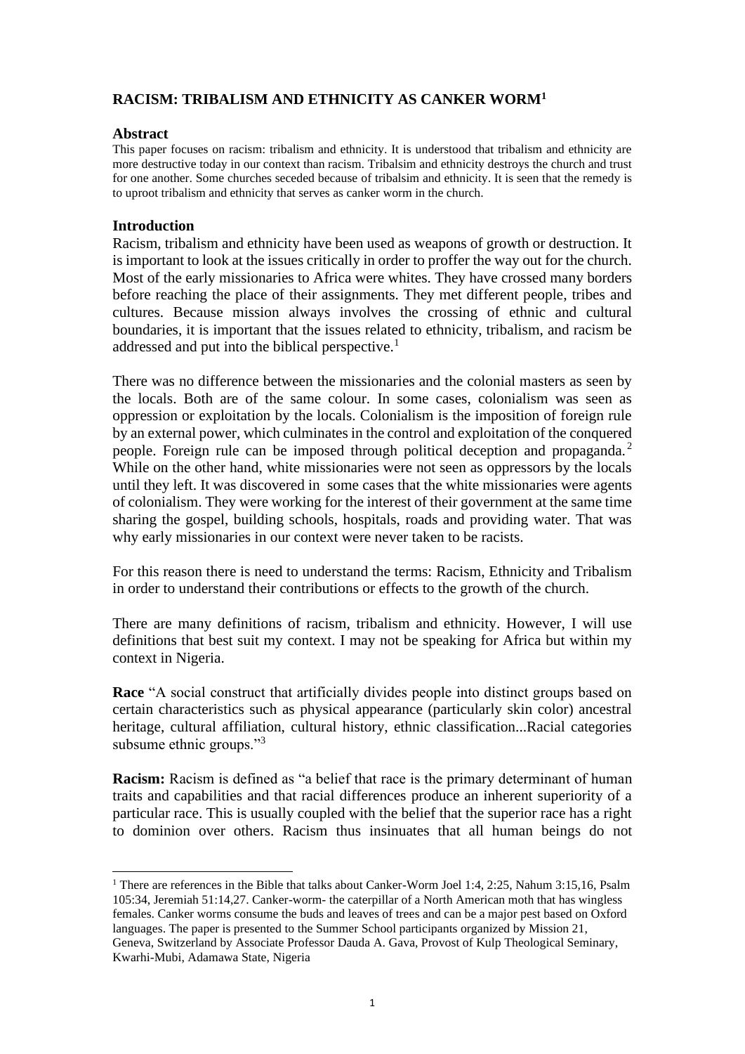# RACISM: TRIBALISM AND ETHNICITY AS CANKER WORM[1]

## Abstract

This paper focuses on racism: tribalism and ethnicity. It is understood that tribalism and ethnicity are more destructive today in our context than racism. Tribalsim and ethnicity destroys the church and trust for one another. Some churches seceded because of tribalsim and ethnicity. It is seen that the remedy is to uproot tribalism and ethnicity that serves as canker worm in the church.

## Introduction

Racism, tribalism and ethnicity have been used as weapons of growth or destruction. It is important to look at the issues critically in order to proffer the way out for the church. Most of the early missionaries to Africa were whites. They have crossed many borders before reaching the place of their assignments. They met different people, tribes and cultures. Because mission always involves the crossing of ethnic and cultural boundaries, it is important that the issues related to ethnicity, tribalism, and racism be addressed and put into the biblical perspective.[1]

There was no difference between the missionaries and the colonial masters as seen by the locals. Both are of the same colour. In some cases, colonialism was seen as oppression or exploitation by the locals. Colonialism is the imposition of foreign rule by an external power, which culminates in the control and exploitation of the conquered people. Foreign rule can be imposed through political deception and propaganda.[2] While on the other hand, white missionaries were not seen as oppressors by the locals until they left. It was discovered in some cases that the white missionaries were agents of colonialism. They were working for the interest of their government at the same time sharing the gospel, building schools, hospitals, roads and providing water. That was why early missionaries in our context were never taken to be racists.

For this reason there is need to understand the terms: Racism, Ethnicity and Tribalism in order to understand their contributions or effects to the growth of the church.

There are many definitions of racism, tribalism and ethnicity. However, I will use definitions that best suit my context. I may not be speaking for Africa but within my context in Nigeria.

**Race** "A social construct that artificially divides people into distinct groups based on certain characteristics such as physical appearance (particularly skin color) ancestral heritage, cultural affiliation, cultural history, ethnic classification...Racial categories subsume ethnic groups."[3]

**Racism:** Racism is defined as "a belief that race is the primary determinant of human traits and capabilities and that racial differences produce an inherent superiority of a particular race. This is usually coupled with the belief that the superior race has a right to dominion over others. Racism thus insinuates that all human beings do not

---

[1] There are references in the Bible that talks about Canker-Worm Joel 1:4, 2:25, Nahum 3:15,16, Psalm 105:34, Jeremiah 51:14,27. Canker-worm- the caterpillar of a North American moth that has wingless females. Canker worms consume the buds and leaves of trees and can be a major pest based on Oxford languages. The paper is presented to the Summer School participants organized by Mission 21, Geneva, Switzerland by Associate Professor Dauda A. Gava, Provost of Kulp Theological Seminary, Kwarhi-Mubi, Adamawa State, Nigeria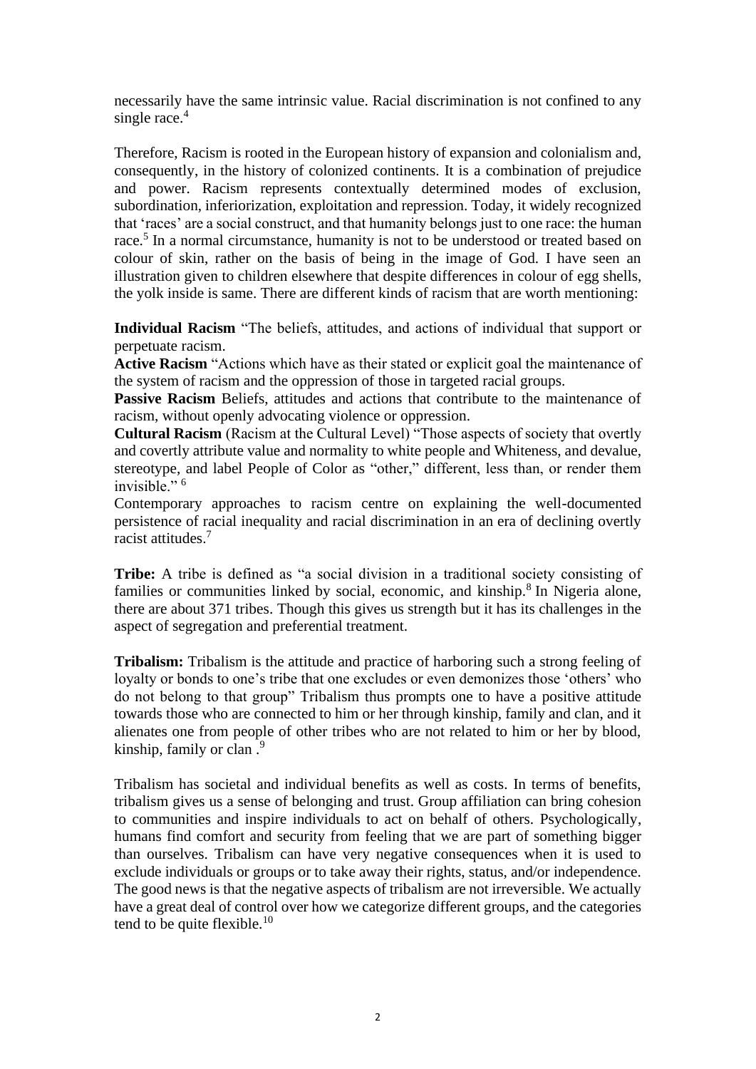necessarily have the same intrinsic value. Racial discrimination is not confined to any single race.[4]

Therefore, Racism is rooted in the European history of expansion and colonialism and, consequently, in the history of colonized continents. It is a combination of prejudice and power. Racism represents contextually determined modes of exclusion, subordination, inferiorization, exploitation and repression. Today, it widely recognized that 'races' are a social construct, and that humanity belongs just to one race: the human race.[5] In a normal circumstance, humanity is not to be understood or treated based on colour of skin, rather on the basis of being in the image of God. I have seen an illustration given to children elsewhere that despite differences in colour of egg shells, the yolk inside is same. There are different kinds of racism that are worth mentioning:

**Individual Racism** "The beliefs, attitudes, and actions of individual that support or perpetuate racism.

**Active Racism** "Actions which have as their stated or explicit goal the maintenance of the system of racism and the oppression of those in targeted racial groups.

**Passive Racism** Beliefs, attitudes and actions that contribute to the maintenance of racism, without openly advocating violence or oppression.

**Cultural Racism** (Racism at the Cultural Level) "Those aspects of society that overtly and covertly attribute value and normality to white people and Whiteness, and devalue, stereotype, and label People of Color as "other," different, less than, or render them invisible." [6]

Contemporary approaches to racism centre on explaining the well-documented persistence of racial inequality and racial discrimination in an era of declining overtly racist attitudes.[7]

**Tribe:** A tribe is defined as "a social division in a traditional society consisting of families or communities linked by social, economic, and kinship.[8] In Nigeria alone, there are about 371 tribes. Though this gives us strength but it has its challenges in the aspect of segregation and preferential treatment.

**Tribalism:** Tribalism is the attitude and practice of harboring such a strong feeling of loyalty or bonds to one's tribe that one excludes or even demonizes those 'others' who do not belong to that group" Tribalism thus prompts one to have a positive attitude towards those who are connected to him or her through kinship, family and clan, and it alienates one from people of other tribes who are not related to him or her by blood, kinship, family or clan .[9]

Tribalism has societal and individual benefits as well as costs. In terms of benefits, tribalism gives us a sense of belonging and trust. Group affiliation can bring cohesion to communities and inspire individuals to act on behalf of others. Psychologically, humans find comfort and security from feeling that we are part of something bigger than ourselves. Tribalism can have very negative consequences when it is used to exclude individuals or groups or to take away their rights, status, and/or independence. The good news is that the negative aspects of tribalism are not irreversible. We actually have a great deal of control over how we categorize different groups, and the categories tend to be quite flexible.[10]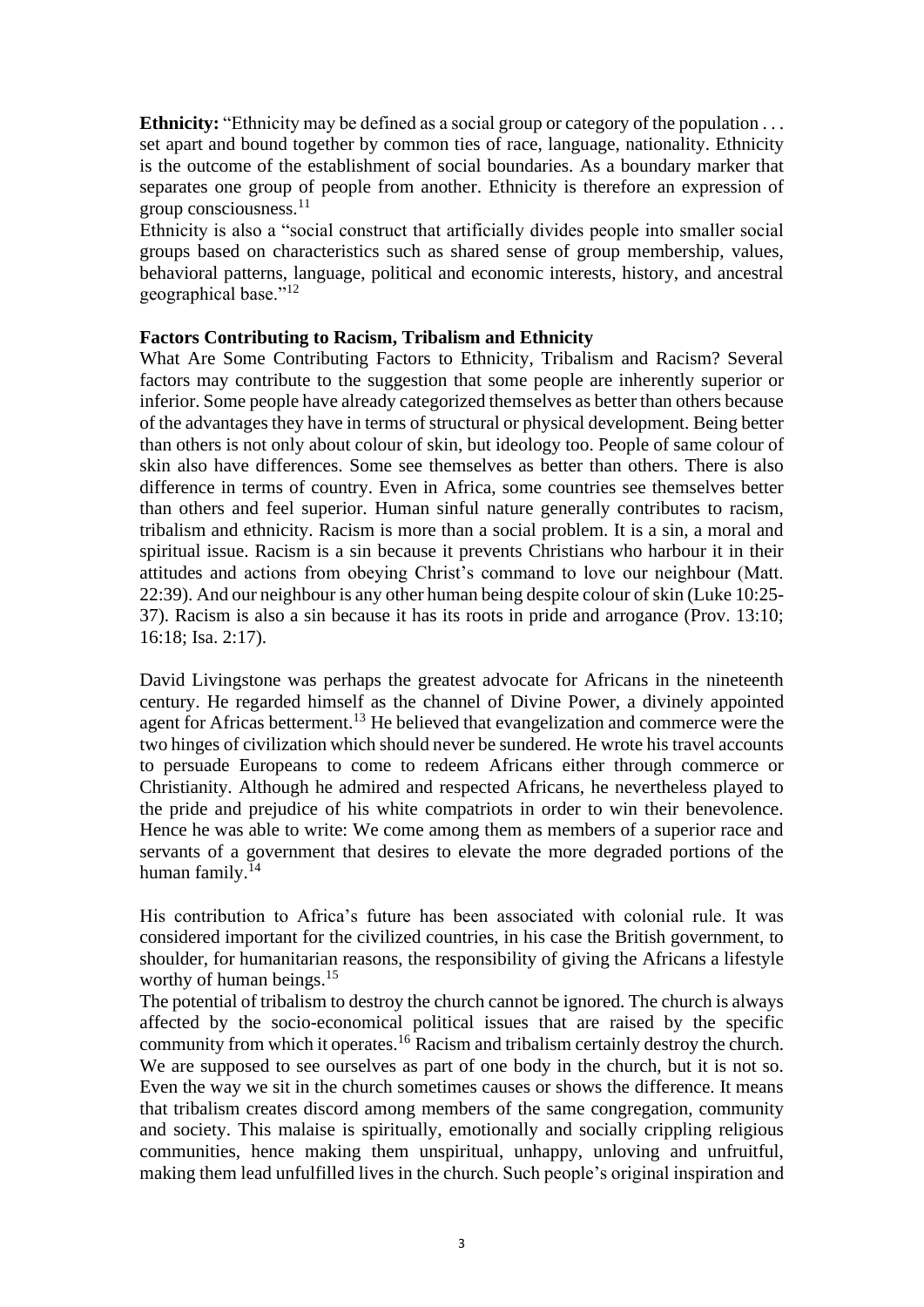**Ethnicity:** "Ethnicity may be defined as a social group or category of the population . . . set apart and bound together by common ties of race, language, nationality. Ethnicity is the outcome of the establishment of social boundaries. As a boundary marker that separates one group of people from another. Ethnicity is therefore an expression of group consciousness.[11]

Ethnicity is also a "social construct that artificially divides people into smaller social groups based on characteristics such as shared sense of group membership, values, behavioral patterns, language, political and economic interests, history, and ancestral geographical base."[12]

**Factors Contributing to Racism, Tribalism and Ethnicity**

What Are Some Contributing Factors to Ethnicity, Tribalism and Racism? Several factors may contribute to the suggestion that some people are inherently superior or inferior. Some people have already categorized themselves as better than others because of the advantages they have in terms of structural or physical development. Being better than others is not only about colour of skin, but ideology too. People of same colour of skin also have differences. Some see themselves as better than others. There is also difference in terms of country. Even in Africa, some countries see themselves better than others and feel superior. Human sinful nature generally contributes to racism, tribalism and ethnicity. Racism is more than a social problem. It is a sin, a moral and spiritual issue. Racism is a sin because it prevents Christians who harbour it in their attitudes and actions from obeying Christ's command to love our neighbour (Matt. 22:39). And our neighbour is any other human being despite colour of skin (Luke 10:25-37). Racism is also a sin because it has its roots in pride and arrogance (Prov. 13:10; 16:18; Isa. 2:17).

David Livingstone was perhaps the greatest advocate for Africans in the nineteenth century. He regarded himself as the channel of Divine Power, a divinely appointed agent for Africas betterment.[13] He believed that evangelization and commerce were the two hinges of civilization which should never be sundered. He wrote his travel accounts to persuade Europeans to come to redeem Africans either through commerce or Christianity. Although he admired and respected Africans, he nevertheless played to the pride and prejudice of his white compatriots in order to win their benevolence. Hence he was able to write: We come among them as members of a superior race and servants of a government that desires to elevate the more degraded portions of the human family.[14]

His contribution to Africa's future has been associated with colonial rule. It was considered important for the civilized countries, in his case the British government, to shoulder, for humanitarian reasons, the responsibility of giving the Africans a lifestyle worthy of human beings.[15]

The potential of tribalism to destroy the church cannot be ignored. The church is always affected by the socio-economical political issues that are raised by the specific community from which it operates.[16] Racism and tribalism certainly destroy the church. We are supposed to see ourselves as part of one body in the church, but it is not so. Even the way we sit in the church sometimes causes or shows the difference. It means that tribalism creates discord among members of the same congregation, community and society. This malaise is spiritually, emotionally and socially crippling religious communities, hence making them unspiritual, unhappy, unloving and unfruitful, making them lead unfulfilled lives in the church. Such people's original inspiration and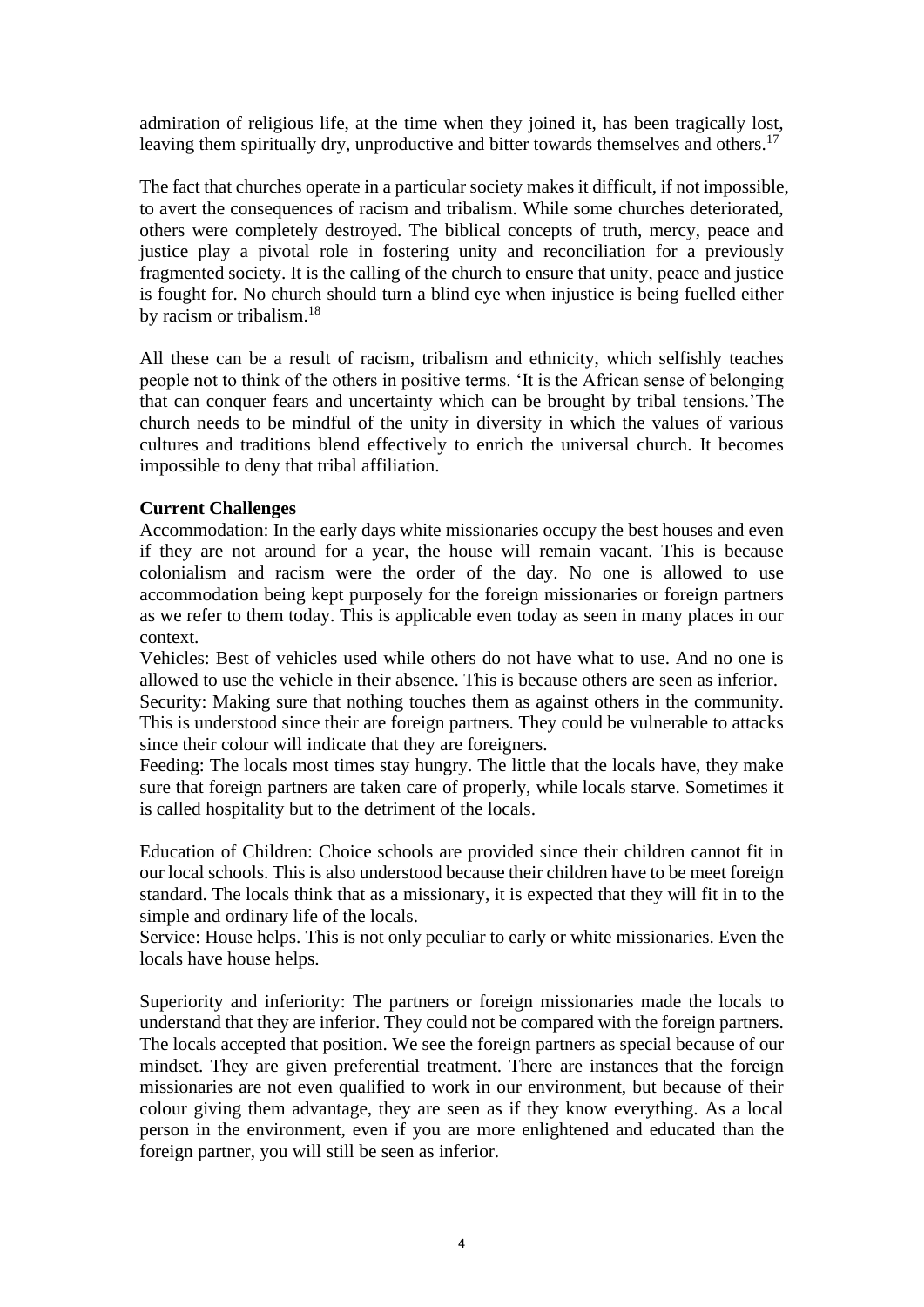admiration of religious life, at the time when they joined it, has been tragically lost, leaving them spiritually dry, unproductive and bitter towards themselves and others.[17]

The fact that churches operate in a particular society makes it difficult, if not impossible, to avert the consequences of racism and tribalism. While some churches deteriorated, others were completely destroyed. The biblical concepts of truth, mercy, peace and justice play a pivotal role in fostering unity and reconciliation for a previously fragmented society. It is the calling of the church to ensure that unity, peace and justice is fought for. No church should turn a blind eye when injustice is being fuelled either by racism or tribalism.[18]

All these can be a result of racism, tribalism and ethnicity, which selfishly teaches people not to think of the others in positive terms. 'It is the African sense of belonging that can conquer fears and uncertainty which can be brought by tribal tensions.'The church needs to be mindful of the unity in diversity in which the values of various cultures and traditions blend effectively to enrich the universal church. It becomes impossible to deny that tribal affiliation.

**Current Challenges**

Accommodation: In the early days white missionaries occupy the best houses and even if they are not around for a year, the house will remain vacant. This is because colonialism and racism were the order of the day. No one is allowed to use accommodation being kept purposely for the foreign missionaries or foreign partners as we refer to them today. This is applicable even today as seen in many places in our context.

Vehicles: Best of vehicles used while others do not have what to use. And no one is allowed to use the vehicle in their absence. This is because others are seen as inferior.

Security: Making sure that nothing touches them as against others in the community. This is understood since their are foreign partners. They could be vulnerable to attacks since their colour will indicate that they are foreigners.

Feeding: The locals most times stay hungry. The little that the locals have, they make sure that foreign partners are taken care of properly, while locals starve. Sometimes it is called hospitality but to the detriment of the locals.

Education of Children: Choice schools are provided since their children cannot fit in our local schools. This is also understood because their children have to be meet foreign standard. The locals think that as a missionary, it is expected that they will fit in to the simple and ordinary life of the locals.

Service: House helps. This is not only peculiar to early or white missionaries. Even the locals have house helps.

Superiority and inferiority: The partners or foreign missionaries made the locals to understand that they are inferior. They could not be compared with the foreign partners. The locals accepted that position. We see the foreign partners as special because of our mindset. They are given preferential treatment. There are instances that the foreign missionaries are not even qualified to work in our environment, but because of their colour giving them advantage, they are seen as if they know everything. As a local person in the environment, even if you are more enlightened and educated than the foreign partner, you will still be seen as inferior.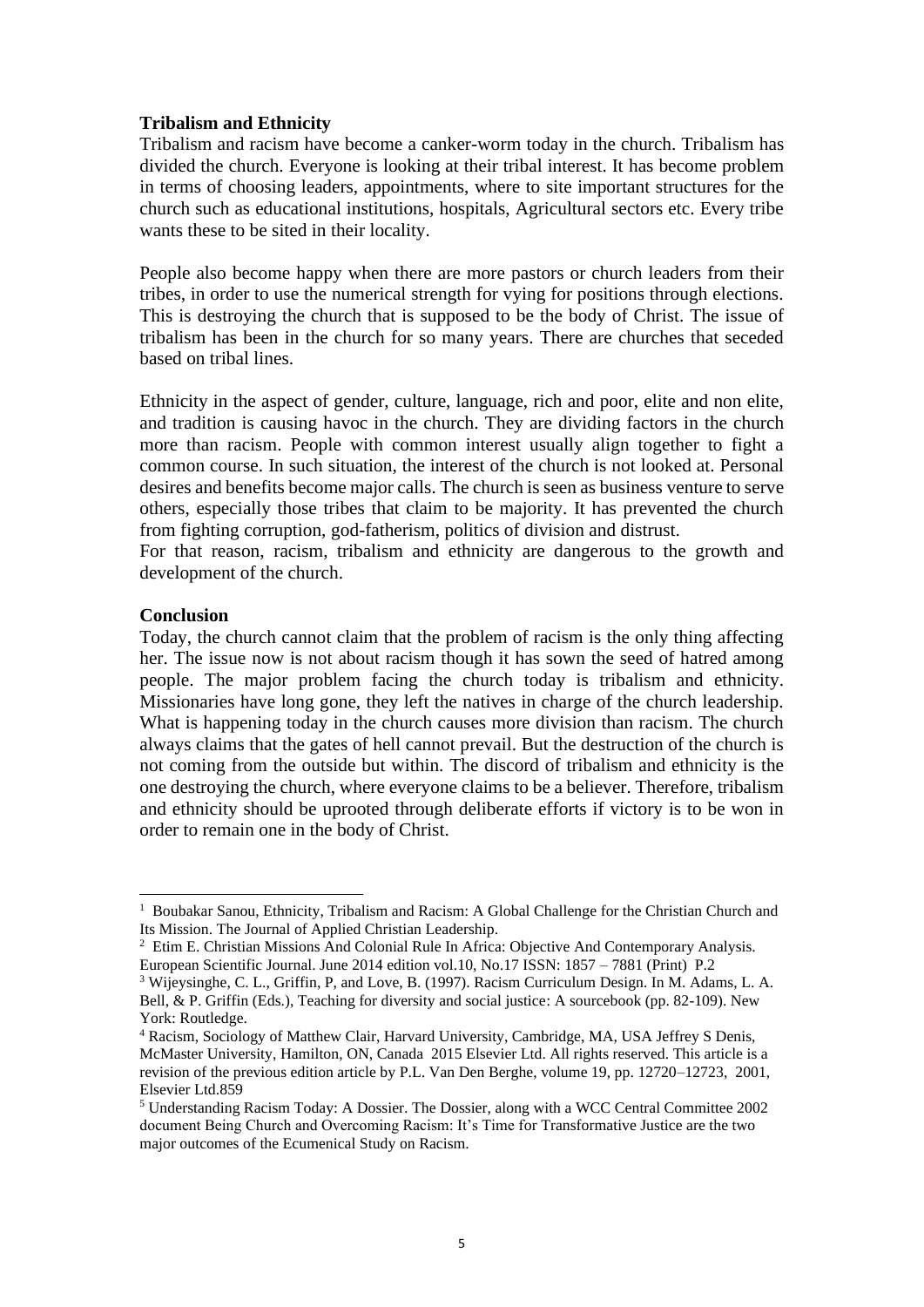**Tribalism and Ethnicity**

Tribalism and racism have become a canker-worm today in the church. Tribalism has divided the church. Everyone is looking at their tribal interest. It has become problem in terms of choosing leaders, appointments, where to site important structures for the church such as educational institutions, hospitals, Agricultural sectors etc. Every tribe wants these to be sited in their locality.

People also become happy when there are more pastors or church leaders from their tribes, in order to use the numerical strength for vying for positions through elections. This is destroying the church that is supposed to be the body of Christ. The issue of tribalism has been in the church for so many years. There are churches that seceded based on tribal lines.

Ethnicity in the aspect of gender, culture, language, rich and poor, elite and non elite, and tradition is causing havoc in the church. They are dividing factors in the church more than racism. People with common interest usually align together to fight a common course. In such situation, the interest of the church is not looked at. Personal desires and benefits become major calls. The church is seen as business venture to serve others, especially those tribes that claim to be majority. It has prevented the church from fighting corruption, god-fatherism, politics of division and distrust.
For that reason, racism, tribalism and ethnicity are dangerous to the growth and development of the church.

**Conclusion**

Today, the church cannot claim that the problem of racism is the only thing affecting her. The issue now is not about racism though it has sown the seed of hatred among people. The major problem facing the church today is tribalism and ethnicity. Missionaries have long gone, they left the natives in charge of the church leadership. What is happening today in the church causes more division than racism. The church always claims that the gates of hell cannot prevail. But the destruction of the church is not coming from the outside but within. The discord of tribalism and ethnicity is the one destroying the church, where everyone claims to be a believer. Therefore, tribalism and ethnicity should be uprooted through deliberate efforts if victory is to be won in order to remain one in the body of Christ.

---

[1] Boubakar Sanou, Ethnicity, Tribalism and Racism: A Global Challenge for the Christian Church and Its Mission. The Journal of Applied Christian Leadership.

[2] Etim E. Christian Missions And Colonial Rule In Africa: Objective And Contemporary Analysis. European Scientific Journal. June 2014 edition vol.10, No.17 ISSN: 1857 – 7881 (Print) P.2

[3] Wijeysinghe, C. L., Griffin, P, and Love, B. (1997). Racism Curriculum Design. In M. Adams, L. A. Bell, & P. Griffin (Eds.), Teaching for diversity and social justice: A sourcebook (pp. 82-109). New York: Routledge.

[4] Racism, Sociology of Matthew Clair, Harvard University, Cambridge, MA, USA Jeffrey S Denis, McMaster University, Hamilton, ON, Canada 2015 Elsevier Ltd. All rights reserved. This article is a revision of the previous edition article by P.L. Van Den Berghe, volume 19, pp. 12720–12723, 2001, Elsevier Ltd.859

[5] Understanding Racism Today: A Dossier. The Dossier, along with a WCC Central Committee 2002 document Being Church and Overcoming Racism: It's Time for Transformative Justice are the two major outcomes of the Ecumenical Study on Racism.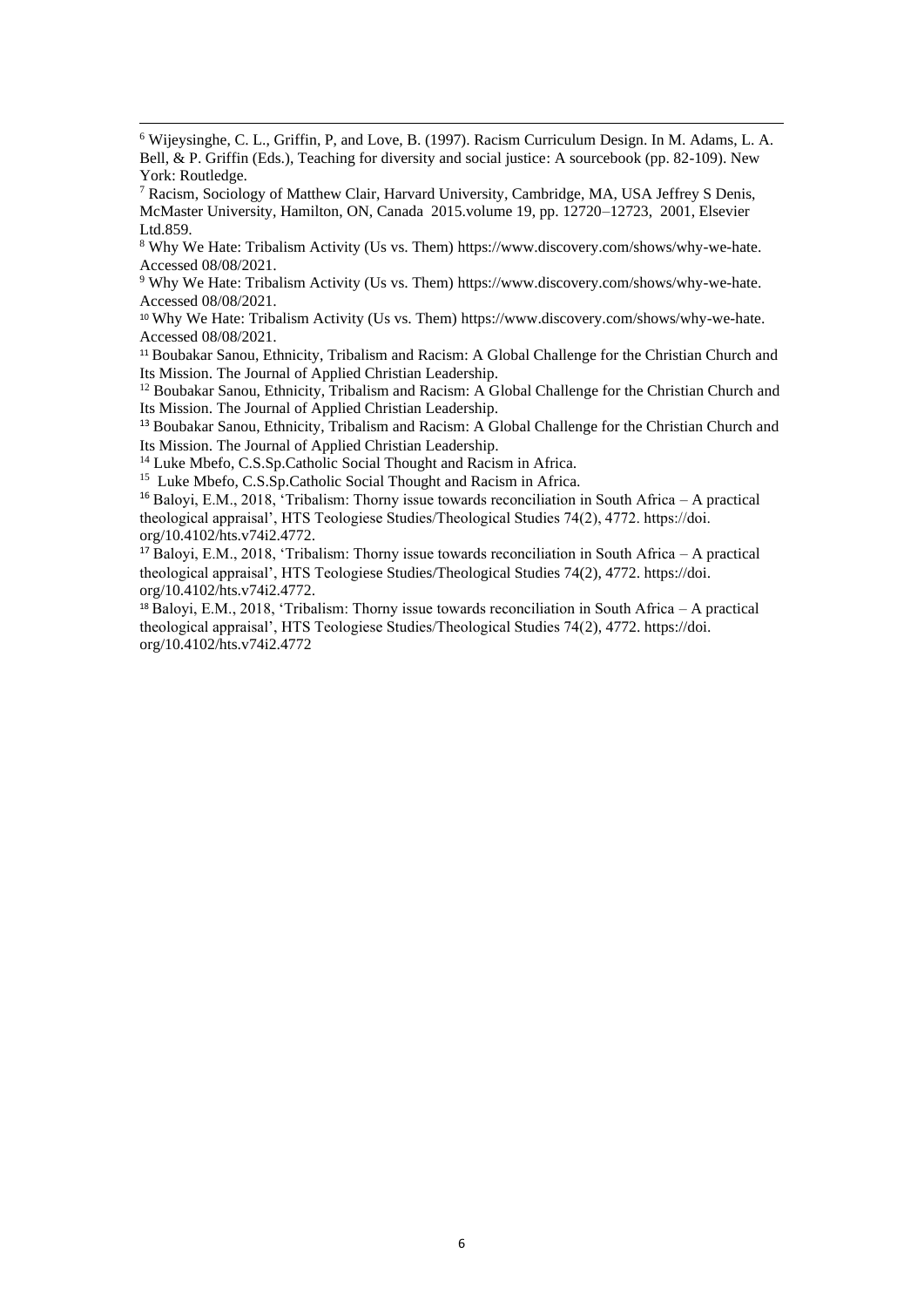---

[6] Wijeysinghe, C. L., Griffin, P, and Love, B. (1997). Racism Curriculum Design. In M. Adams, L. A. Bell, & P. Griffin (Eds.), Teaching for diversity and social justice: A sourcebook (pp. 82-109). New York: Routledge.

[7] Racism, Sociology of Matthew Clair, Harvard University, Cambridge, MA, USA Jeffrey S Denis, McMaster University, Hamilton, ON, Canada 2015.volume 19, pp. 12720–12723, 2001, Elsevier Ltd.859.

[8] Why We Hate: Tribalism Activity (Us vs. Them) https://www.discovery.com/shows/why-we-hate. Accessed 08/08/2021.

[9] Why We Hate: Tribalism Activity (Us vs. Them) https://www.discovery.com/shows/why-we-hate. Accessed 08/08/2021.

[10] Why We Hate: Tribalism Activity (Us vs. Them) https://www.discovery.com/shows/why-we-hate. Accessed 08/08/2021.

[11] Boubakar Sanou, Ethnicity, Tribalism and Racism: A Global Challenge for the Christian Church and Its Mission. The Journal of Applied Christian Leadership.

[12] Boubakar Sanou, Ethnicity, Tribalism and Racism: A Global Challenge for the Christian Church and Its Mission. The Journal of Applied Christian Leadership.

[13] Boubakar Sanou, Ethnicity, Tribalism and Racism: A Global Challenge for the Christian Church and Its Mission. The Journal of Applied Christian Leadership.

[14] Luke Mbefo, C.S.Sp.Catholic Social Thought and Racism in Africa.

[15] Luke Mbefo, C.S.Sp.Catholic Social Thought and Racism in Africa.

[16] Baloyi, E.M., 2018, 'Tribalism: Thorny issue towards reconciliation in South Africa – A practical theological appraisal', HTS Teologiese Studies/Theological Studies 74(2), 4772. https://doi. org/10.4102/hts.v74i2.4772.

[17] Baloyi, E.M., 2018, 'Tribalism: Thorny issue towards reconciliation in South Africa – A practical theological appraisal', HTS Teologiese Studies/Theological Studies 74(2), 4772. https://doi. org/10.4102/hts.v74i2.4772.

[18] Baloyi, E.M., 2018, 'Tribalism: Thorny issue towards reconciliation in South Africa – A practical theological appraisal', HTS Teologiese Studies/Theological Studies 74(2), 4772. https://doi. org/10.4102/hts.v74i2.4772